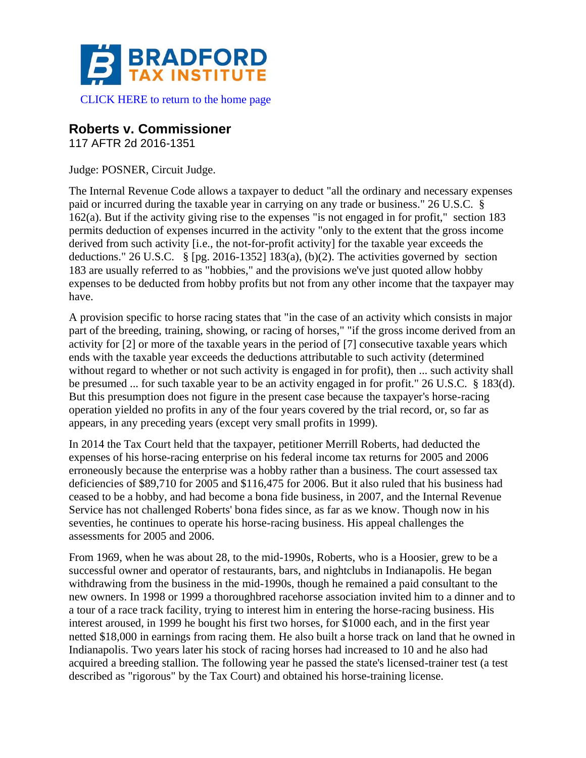**BRADFORD TAX INSTITUTE**

CLICK HERE to return to the home page

## Roberts v. Commissioner

117 AFTR 2d 2016-1351

Judge: POSNER, Circuit Judge.

The Internal Revenue Code allows a taxpayer to deduct "all the ordinary and necessary expenses paid or incurred during the taxable year in carrying on any trade or business." 26 U.S.C. § 162(a). But if the activity giving rise to the expenses "is not engaged in for profit," section 183 permits deduction of expenses incurred in the activity "only to the extent that the gross income derived from such activity [i.e., the not-for-profit activity] for the taxable year exceeds the deductions." 26 U.S.C. § [pg. 2016-1352] 183(a), (b)(2). The activities governed by section 183 are usually referred to as "hobbies," and the provisions we've just quoted allow hobby expenses to be deducted from hobby profits but not from any other income that the taxpayer may have.

A provision specific to horse racing states that "in the case of an activity which consists in major part of the breeding, training, showing, or racing of horses," "if the gross income derived from an activity for [2] or more of the taxable years in the period of [7] consecutive taxable years which ends with the taxable year exceeds the deductions attributable to such activity (determined without regard to whether or not such activity is engaged in for profit), then ... such activity shall be presumed ... for such taxable year to be an activity engaged in for profit." 26 U.S.C. § 183(d). But this presumption does not figure in the present case because the taxpayer's horse-racing operation yielded no profits in any of the four years covered by the trial record, or, so far as appears, in any preceding years (except very small profits in 1999).

In 2014 the Tax Court held that the taxpayer, petitioner Merrill Roberts, had deducted the expenses of his horse-racing enterprise on his federal income tax returns for 2005 and 2006 erroneously because the enterprise was a hobby rather than a business. The court assessed tax deficiencies of $89,710 for 2005 and $116,475 for 2006. But it also ruled that his business had ceased to be a hobby, and had become a bona fide business, in 2007, and the Internal Revenue Service has not challenged Roberts' bona fides since, as far as we know. Though now in his seventies, he continues to operate his horse-racing business. His appeal challenges the assessments for 2005 and 2006.

From 1969, when he was about 28, to the mid-1990s, Roberts, who is a Hoosier, grew to be a successful owner and operator of restaurants, bars, and nightclubs in Indianapolis. He began withdrawing from the business in the mid-1990s, though he remained a paid consultant to the new owners. In 1998 or 1999 a thoroughbred racehorse association invited him to a dinner and to a tour of a race track facility, trying to interest him in entering the horse-racing business. His interest aroused, in 1999 he bought his first two horses, for $1000 each, and in the first year netted $18,000 in earnings from racing them. He also built a horse track on land that he owned in Indianapolis. Two years later his stock of racing horses had increased to 10 and he also had acquired a breeding stallion. The following year he passed the state's licensed-trainer test (a test described as "rigorous" by the Tax Court) and obtained his horse-training license.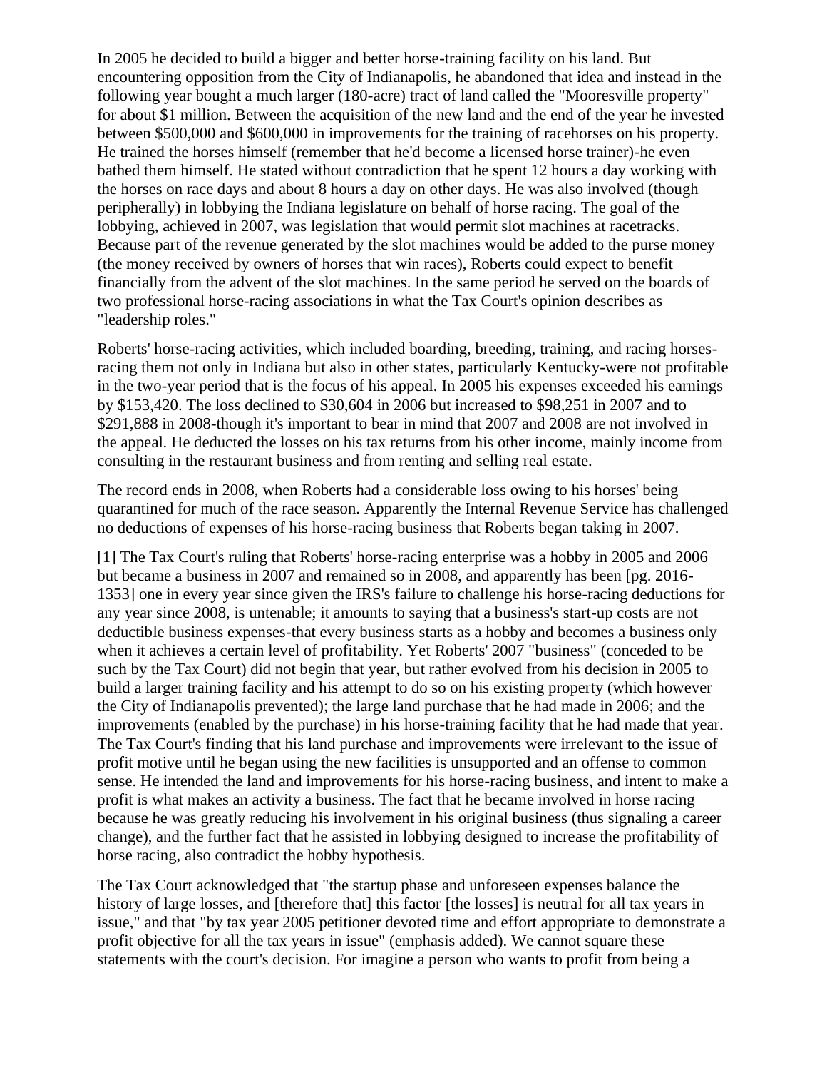In 2005 he decided to build a bigger and better horse-training facility on his land. But encountering opposition from the City of Indianapolis, he abandoned that idea and instead in the following year bought a much larger (180-acre) tract of land called the "Mooresville property" for about $1 million. Between the acquisition of the new land and the end of the year he invested between $500,000 and $600,000 in improvements for the training of racehorses on his property. He trained the horses himself (remember that he'd become a licensed horse trainer)-he even bathed them himself. He stated without contradiction that he spent 12 hours a day working with the horses on race days and about 8 hours a day on other days. He was also involved (though peripherally) in lobbying the Indiana legislature on behalf of horse racing. The goal of the lobbying, achieved in 2007, was legislation that would permit slot machines at racetracks. Because part of the revenue generated by the slot machines would be added to the purse money (the money received by owners of horses that win races), Roberts could expect to benefit financially from the advent of the slot machines. In the same period he served on the boards of two professional horse-racing associations in what the Tax Court's opinion describes as "leadership roles."

Roberts' horse-racing activities, which included boarding, breeding, training, and racing horses-racing them not only in Indiana but also in other states, particularly Kentucky-were not profitable in the two-year period that is the focus of his appeal. In 2005 his expenses exceeded his earnings by $153,420. The loss declined to $30,604 in 2006 but increased to $98,251 in 2007 and to $291,888 in 2008-though it's important to bear in mind that 2007 and 2008 are not involved in the appeal. He deducted the losses on his tax returns from his other income, mainly income from consulting in the restaurant business and from renting and selling real estate.

The record ends in 2008, when Roberts had a considerable loss owing to his horses' being quarantined for much of the race season. Apparently the Internal Revenue Service has challenged no deductions of expenses of his horse-racing business that Roberts began taking in 2007.

[1] The Tax Court's ruling that Roberts' horse-racing enterprise was a hobby in 2005 and 2006 but became a business in 2007 and remained so in 2008, and apparently has been [pg. 2016-1353] one in every year since given the IRS's failure to challenge his horse-racing deductions for any year since 2008, is untenable; it amounts to saying that a business's start-up costs are not deductible business expenses-that every business starts as a hobby and becomes a business only when it achieves a certain level of profitability. Yet Roberts' 2007 "business" (conceded to be such by the Tax Court) did not begin that year, but rather evolved from his decision in 2005 to build a larger training facility and his attempt to do so on his existing property (which however the City of Indianapolis prevented); the large land purchase that he had made in 2006; and the improvements (enabled by the purchase) in his horse-training facility that he had made that year. The Tax Court's finding that his land purchase and improvements were irrelevant to the issue of profit motive until he began using the new facilities is unsupported and an offense to common sense. He intended the land and improvements for his horse-racing business, and intent to make a profit is what makes an activity a business. The fact that he became involved in horse racing because he was greatly reducing his involvement in his original business (thus signaling a career change), and the further fact that he assisted in lobbying designed to increase the profitability of horse racing, also contradict the hobby hypothesis.

The Tax Court acknowledged that "the startup phase and unforeseen expenses balance the history of large losses, and [therefore that] this factor [the losses] is neutral for all tax years in issue," and that "by tax year 2005 petitioner devoted time and effort appropriate to demonstrate a profit objective for all the tax years in issue" (emphasis added). We cannot square these statements with the court's decision. For imagine a person who wants to profit from being a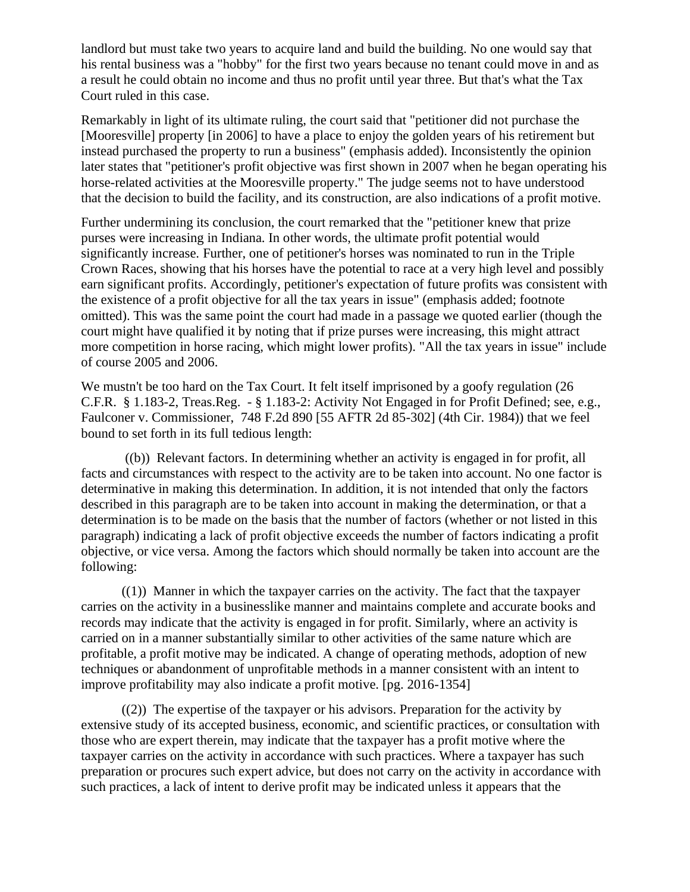landlord but must take two years to acquire land and build the building. No one would say that his rental business was a "hobby" for the first two years because no tenant could move in and as a result he could obtain no income and thus no profit until year three. But that's what the Tax Court ruled in this case.

Remarkably in light of its ultimate ruling, the court said that "petitioner did not purchase the [Mooresville] property [in 2006] to have a place to enjoy the golden years of his retirement but instead purchased the property to run a business" (emphasis added). Inconsistently the opinion later states that "petitioner's profit objective was first shown in 2007 when he began operating his horse-related activities at the Mooresville property." The judge seems not to have understood that the decision to build the facility, and its construction, are also indications of a profit motive.

Further undermining its conclusion, the court remarked that the "petitioner knew that prize purses were increasing in Indiana. In other words, the ultimate profit potential would significantly increase. Further, one of petitioner's horses was nominated to run in the Triple Crown Races, showing that his horses have the potential to race at a very high level and possibly earn significant profits. Accordingly, petitioner's expectation of future profits was consistent with the existence of a profit objective for all the tax years in issue" (emphasis added; footnote omitted). This was the same point the court had made in a passage we quoted earlier (though the court might have qualified it by noting that if prize purses were increasing, this might attract more competition in horse racing, which might lower profits). "All the tax years in issue" include of course 2005 and 2006.

We mustn't be too hard on the Tax Court. It felt itself imprisoned by a goofy regulation (26 C.F.R. § 1.183-2, Treas.Reg. - § 1.183-2: Activity Not Engaged in for Profit Defined; see, e.g., Faulconer v. Commissioner, 748 F.2d 890 [55 AFTR 2d 85-302] (4th Cir. 1984)) that we feel bound to set forth in its full tedious length:

((b)) Relevant factors. In determining whether an activity is engaged in for profit, all facts and circumstances with respect to the activity are to be taken into account. No one factor is determinative in making this determination. In addition, it is not intended that only the factors described in this paragraph are to be taken into account in making the determination, or that a determination is to be made on the basis that the number of factors (whether or not listed in this paragraph) indicating a lack of profit objective exceeds the number of factors indicating a profit objective, or vice versa. Among the factors which should normally be taken into account are the following:

((1)) Manner in which the taxpayer carries on the activity. The fact that the taxpayer carries on the activity in a businesslike manner and maintains complete and accurate books and records may indicate that the activity is engaged in for profit. Similarly, where an activity is carried on in a manner substantially similar to other activities of the same nature which are profitable, a profit motive may be indicated. A change of operating methods, adoption of new techniques or abandonment of unprofitable methods in a manner consistent with an intent to improve profitability may also indicate a profit motive. [pg. 2016-1354]

((2)) The expertise of the taxpayer or his advisors. Preparation for the activity by extensive study of its accepted business, economic, and scientific practices, or consultation with those who are expert therein, may indicate that the taxpayer has a profit motive where the taxpayer carries on the activity in accordance with such practices. Where a taxpayer has such preparation or procures such expert advice, but does not carry on the activity in accordance with such practices, a lack of intent to derive profit may be indicated unless it appears that the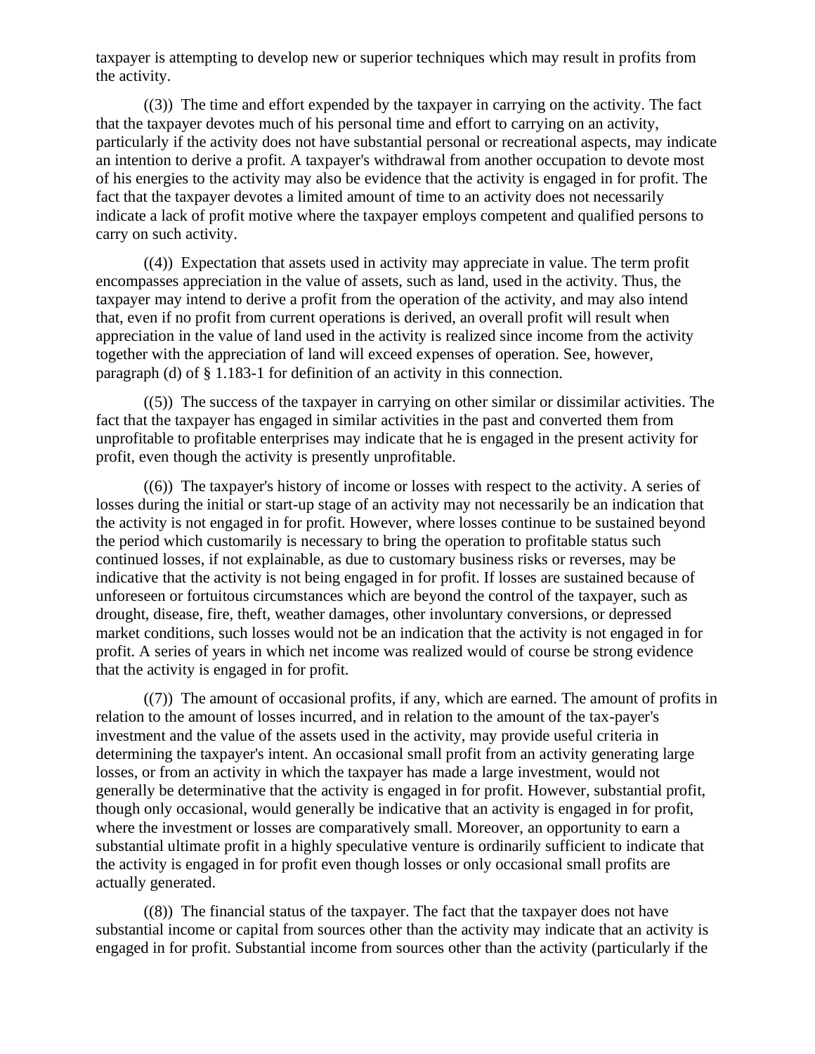taxpayer is attempting to develop new or superior techniques which may result in profits from the activity.

((3)) The time and effort expended by the taxpayer in carrying on the activity. The fact that the taxpayer devotes much of his personal time and effort to carrying on an activity, particularly if the activity does not have substantial personal or recreational aspects, may indicate an intention to derive a profit. A taxpayer's withdrawal from another occupation to devote most of his energies to the activity may also be evidence that the activity is engaged in for profit. The fact that the taxpayer devotes a limited amount of time to an activity does not necessarily indicate a lack of profit motive where the taxpayer employs competent and qualified persons to carry on such activity.

((4)) Expectation that assets used in activity may appreciate in value. The term profit encompasses appreciation in the value of assets, such as land, used in the activity. Thus, the taxpayer may intend to derive a profit from the operation of the activity, and may also intend that, even if no profit from current operations is derived, an overall profit will result when appreciation in the value of land used in the activity is realized since income from the activity together with the appreciation of land will exceed expenses of operation. See, however, paragraph (d) of § 1.183-1 for definition of an activity in this connection.

((5)) The success of the taxpayer in carrying on other similar or dissimilar activities. The fact that the taxpayer has engaged in similar activities in the past and converted them from unprofitable to profitable enterprises may indicate that he is engaged in the present activity for profit, even though the activity is presently unprofitable.

((6)) The taxpayer's history of income or losses with respect to the activity. A series of losses during the initial or start-up stage of an activity may not necessarily be an indication that the activity is not engaged in for profit. However, where losses continue to be sustained beyond the period which customarily is necessary to bring the operation to profitable status such continued losses, if not explainable, as due to customary business risks or reverses, may be indicative that the activity is not being engaged in for profit. If losses are sustained because of unforeseen or fortuitous circumstances which are beyond the control of the taxpayer, such as drought, disease, fire, theft, weather damages, other involuntary conversions, or depressed market conditions, such losses would not be an indication that the activity is not engaged in for profit. A series of years in which net income was realized would of course be strong evidence that the activity is engaged in for profit.

((7)) The amount of occasional profits, if any, which are earned. The amount of profits in relation to the amount of losses incurred, and in relation to the amount of the tax-payer's investment and the value of the assets used in the activity, may provide useful criteria in determining the taxpayer's intent. An occasional small profit from an activity generating large losses, or from an activity in which the taxpayer has made a large investment, would not generally be determinative that the activity is engaged in for profit. However, substantial profit, though only occasional, would generally be indicative that an activity is engaged in for profit, where the investment or losses are comparatively small. Moreover, an opportunity to earn a substantial ultimate profit in a highly speculative venture is ordinarily sufficient to indicate that the activity is engaged in for profit even though losses or only occasional small profits are actually generated.

((8)) The financial status of the taxpayer. The fact that the taxpayer does not have substantial income or capital from sources other than the activity may indicate that an activity is engaged in for profit. Substantial income from sources other than the activity (particularly if the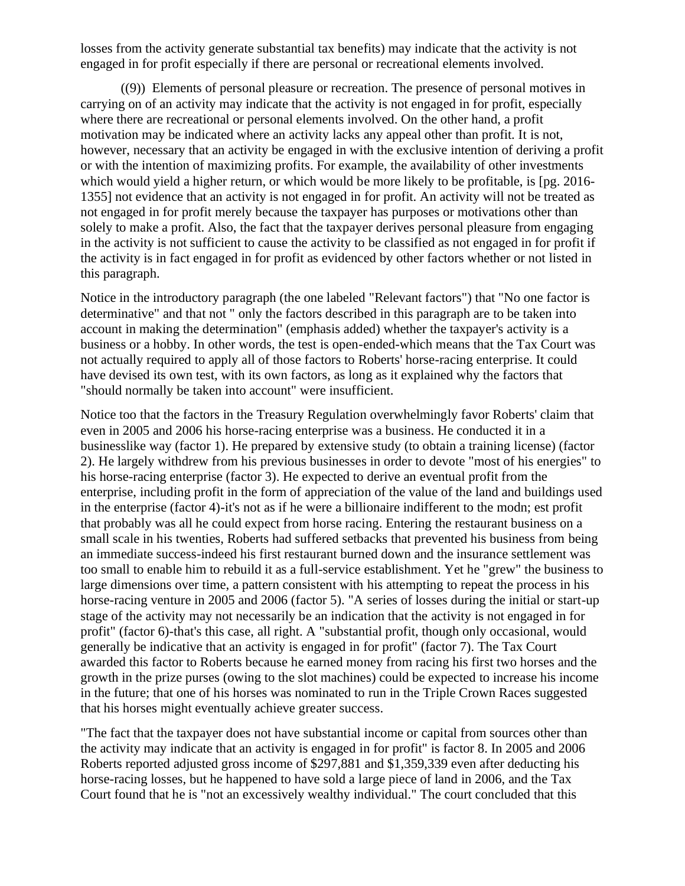losses from the activity generate substantial tax benefits) may indicate that the activity is not engaged in for profit especially if there are personal or recreational elements involved.

((9)) Elements of personal pleasure or recreation. The presence of personal motives in carrying on of an activity may indicate that the activity is not engaged in for profit, especially where there are recreational or personal elements involved. On the other hand, a profit motivation may be indicated where an activity lacks any appeal other than profit. It is not, however, necessary that an activity be engaged in with the exclusive intention of deriving a profit or with the intention of maximizing profits. For example, the availability of other investments which would yield a higher return, or which would be more likely to be profitable, is [pg. 2016-1355] not evidence that an activity is not engaged in for profit. An activity will not be treated as not engaged in for profit merely because the taxpayer has purposes or motivations other than solely to make a profit. Also, the fact that the taxpayer derives personal pleasure from engaging in the activity is not sufficient to cause the activity to be classified as not engaged in for profit if the activity is in fact engaged in for profit as evidenced by other factors whether or not listed in this paragraph.

Notice in the introductory paragraph (the one labeled "Relevant factors") that "No one factor is determinative" and that not " only the factors described in this paragraph are to be taken into account in making the determination" (emphasis added) whether the taxpayer's activity is a business or a hobby. In other words, the test is open-ended-which means that the Tax Court was not actually required to apply all of those factors to Roberts' horse-racing enterprise. It could have devised its own test, with its own factors, as long as it explained why the factors that "should normally be taken into account" were insufficient.

Notice too that the factors in the Treasury Regulation overwhelmingly favor Roberts' claim that even in 2005 and 2006 his horse-racing enterprise was a business. He conducted it in a businesslike way (factor 1). He prepared by extensive study (to obtain a training license) (factor 2). He largely withdrew from his previous businesses in order to devote "most of his energies" to his horse-racing enterprise (factor 3). He expected to derive an eventual profit from the enterprise, including profit in the form of appreciation of the value of the land and buildings used in the enterprise (factor 4)-it's not as if he were a billionaire indifferent to the modn; est profit that probably was all he could expect from horse racing. Entering the restaurant business on a small scale in his twenties, Roberts had suffered setbacks that prevented his business from being an immediate success-indeed his first restaurant burned down and the insurance settlement was too small to enable him to rebuild it as a full-service establishment. Yet he "grew" the business to large dimensions over time, a pattern consistent with his attempting to repeat the process in his horse-racing venture in 2005 and 2006 (factor 5). "A series of losses during the initial or start-up stage of the activity may not necessarily be an indication that the activity is not engaged in for profit" (factor 6)-that's this case, all right. A "substantial profit, though only occasional, would generally be indicative that an activity is engaged in for profit" (factor 7). The Tax Court awarded this factor to Roberts because he earned money from racing his first two horses and the growth in the prize purses (owing to the slot machines) could be expected to increase his income in the future; that one of his horses was nominated to run in the Triple Crown Races suggested that his horses might eventually achieve greater success.

"The fact that the taxpayer does not have substantial income or capital from sources other than the activity may indicate that an activity is engaged in for profit" is factor 8. In 2005 and 2006 Roberts reported adjusted gross income of $297,881 and $1,359,339 even after deducting his horse-racing losses, but he happened to have sold a large piece of land in 2006, and the Tax Court found that he is "not an excessively wealthy individual." The court concluded that this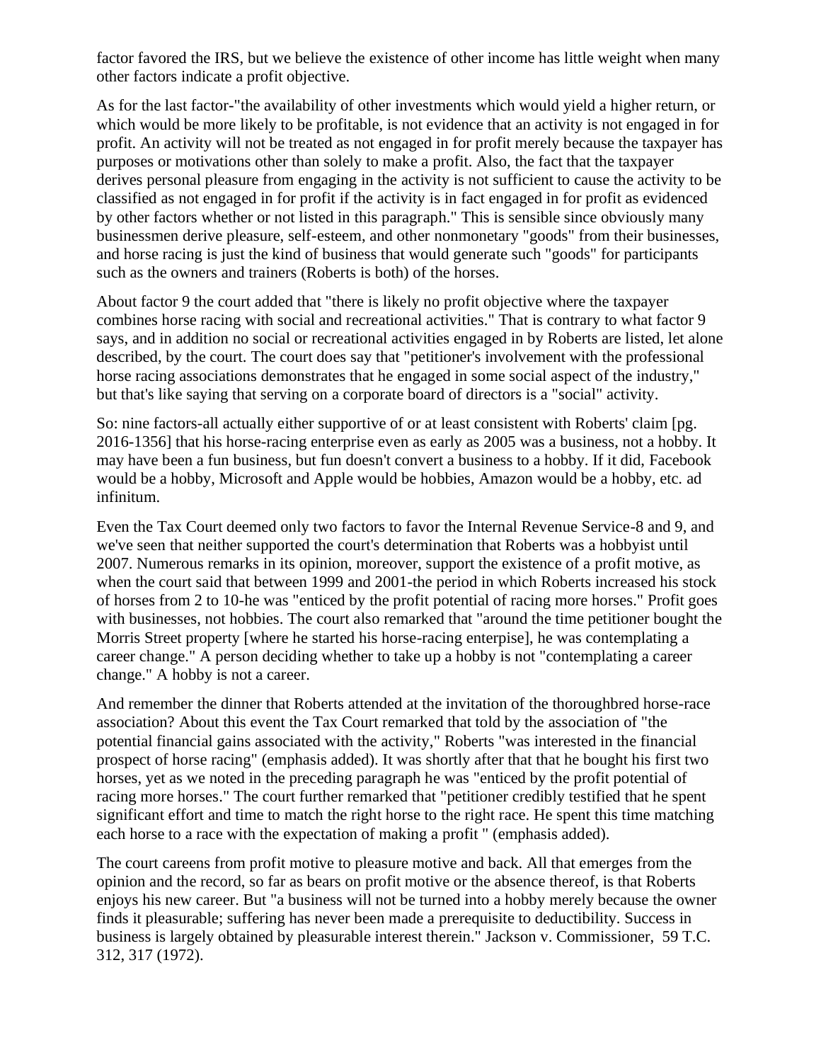factor favored the IRS, but we believe the existence of other income has little weight when many other factors indicate a profit objective.

As for the last factor-"the availability of other investments which would yield a higher return, or which would be more likely to be profitable, is not evidence that an activity is not engaged in for profit. An activity will not be treated as not engaged in for profit merely because the taxpayer has purposes or motivations other than solely to make a profit. Also, the fact that the taxpayer derives personal pleasure from engaging in the activity is not sufficient to cause the activity to be classified as not engaged in for profit if the activity is in fact engaged in for profit as evidenced by other factors whether or not listed in this paragraph." This is sensible since obviously many businessmen derive pleasure, self-esteem, and other nonmonetary "goods" from their businesses, and horse racing is just the kind of business that would generate such "goods" for participants such as the owners and trainers (Roberts is both) of the horses.

About factor 9 the court added that "there is likely no profit objective where the taxpayer combines horse racing with social and recreational activities." That is contrary to what factor 9 says, and in addition no social or recreational activities engaged in by Roberts are listed, let alone described, by the court. The court does say that "petitioner's involvement with the professional horse racing associations demonstrates that he engaged in some social aspect of the industry," but that's like saying that serving on a corporate board of directors is a "social" activity.

So: nine factors-all actually either supportive of or at least consistent with Roberts' claim [pg. 2016-1356] that his horse-racing enterprise even as early as 2005 was a business, not a hobby. It may have been a fun business, but fun doesn't convert a business to a hobby. If it did, Facebook would be a hobby, Microsoft and Apple would be hobbies, Amazon would be a hobby, etc. ad infinitum.

Even the Tax Court deemed only two factors to favor the Internal Revenue Service-8 and 9, and we've seen that neither supported the court's determination that Roberts was a hobbyist until 2007. Numerous remarks in its opinion, moreover, support the existence of a profit motive, as when the court said that between 1999 and 2001-the period in which Roberts increased his stock of horses from 2 to 10-he was "enticed by the profit potential of racing more horses." Profit goes with businesses, not hobbies. The court also remarked that "around the time petitioner bought the Morris Street property [where he started his horse-racing enterpise], he was contemplating a career change." A person deciding whether to take up a hobby is not "contemplating a career change." A hobby is not a career.

And remember the dinner that Roberts attended at the invitation of the thoroughbred horse-race association? About this event the Tax Court remarked that told by the association of "the potential financial gains associated with the activity," Roberts "was interested in the financial prospect of horse racing" (emphasis added). It was shortly after that that he bought his first two horses, yet as we noted in the preceding paragraph he was "enticed by the profit potential of racing more horses." The court further remarked that "petitioner credibly testified that he spent significant effort and time to match the right horse to the right race. He spent this time matching each horse to a race with the expectation of making a profit " (emphasis added).

The court careens from profit motive to pleasure motive and back. All that emerges from the opinion and the record, so far as bears on profit motive or the absence thereof, is that Roberts enjoys his new career. But "a business will not be turned into a hobby merely because the owner finds it pleasurable; suffering has never been made a prerequisite to deductibility. Success in business is largely obtained by pleasurable interest therein." Jackson v. Commissioner, 59 T.C. 312, 317 (1972).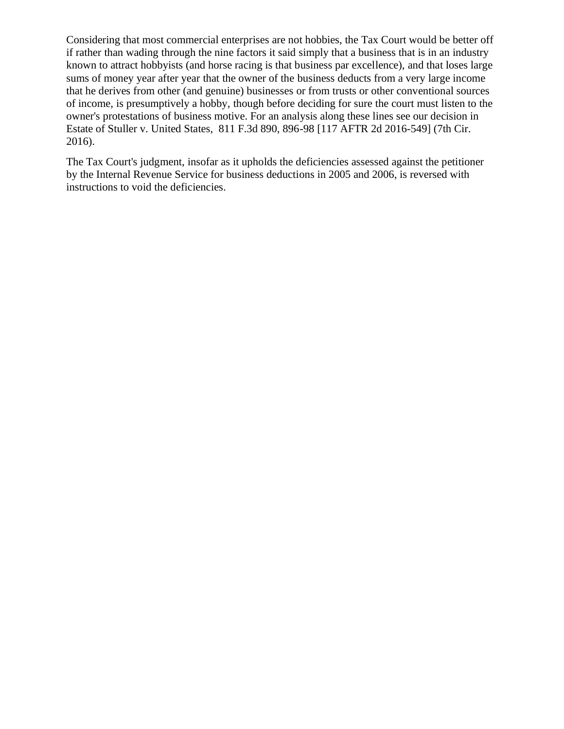Considering that most commercial enterprises are not hobbies, the Tax Court would be better off if rather than wading through the nine factors it said simply that a business that is in an industry known to attract hobbyists (and horse racing is that business par excellence), and that loses large sums of money year after year that the owner of the business deducts from a very large income that he derives from other (and genuine) businesses or from trusts or other conventional sources of income, is presumptively a hobby, though before deciding for sure the court must listen to the owner's protestations of business motive. For an analysis along these lines see our decision in Estate of Stuller v. United States, 811 F.3d 890, 896-98 [117 AFTR 2d 2016-549] (7th Cir. 2016).

The Tax Court's judgment, insofar as it upholds the deficiencies assessed against the petitioner by the Internal Revenue Service for business deductions in 2005 and 2006, is reversed with instructions to void the deficiencies.